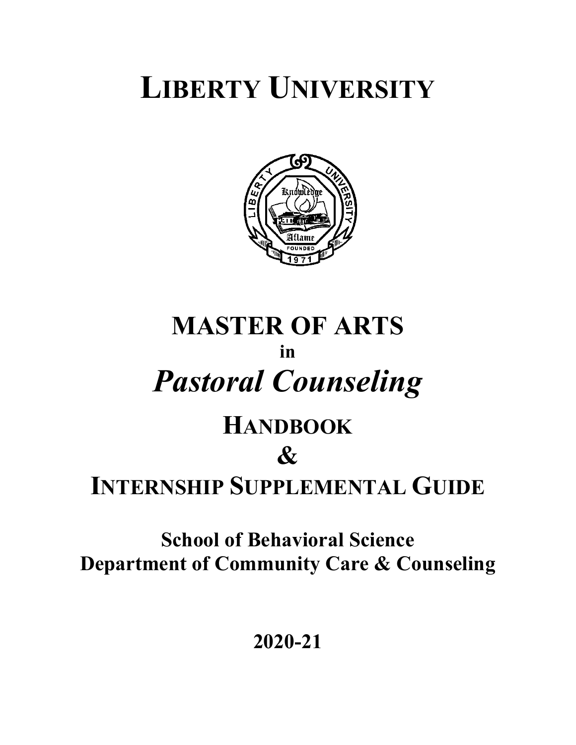# LIBERTY UNIVERSITY

# MASTER OF ARTS

**in**

# *Pastoral Counseling*

## HANDBOOK

## &

## INTERNSHIP SUPPLEMENTAL GUIDE

**School of Behavioral Science**
**Department of Community Care & Counseling**

**2020-21**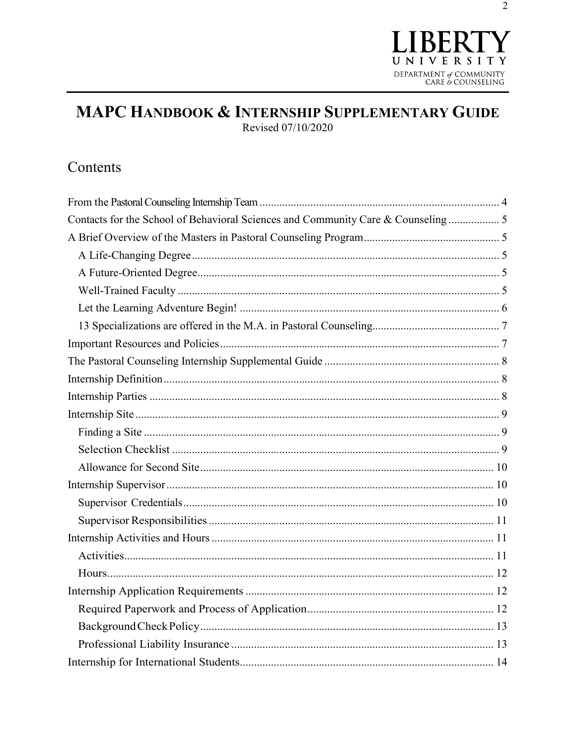LIBERTY UNIVERSITY
DEPARTMENT *of* COMMUNITY CARE & COUNSELING

# MAPC HANDBOOK & INTERNSHIP SUPPLEMENTARY GUIDE

Revised 07/10/2020

## Contents

- From the Pastoral Counseling Internship Team ..... 4
- Contacts for the School of Behavioral Sciences and Community Care & Counseling ..... 5
- A Brief Overview of the Masters in Pastoral Counseling Program ..... 5
  - A Life-Changing Degree ..... 5
  - A Future-Oriented Degree ..... 5
  - Well-Trained Faculty ..... 5
  - Let the Learning Adventure Begin! ..... 6
  - 13 Specializations are offered in the M.A. in Pastoral Counseling ..... 7
- Important Resources and Policies ..... 7
- The Pastoral Counseling Internship Supplemental Guide ..... 8
- Internship Definition ..... 8
- Internship Parties ..... 8
- Internship Site ..... 9
  - Finding a Site ..... 9
  - Selection Checklist ..... 9
  - Allowance for Second Site ..... 10
- Internship Supervisor ..... 10
  - Supervisor Credentials ..... 10
  - Supervisor Responsibilities ..... 11
- Internship Activities and Hours ..... 11
  - Activities ..... 11
  - Hours ..... 12
- Internship Application Requirements ..... 12
  - Required Paperwork and Process of Application ..... 12
  - Background Check Policy ..... 13
  - Professional Liability Insurance ..... 13
- Internship for International Students ..... 14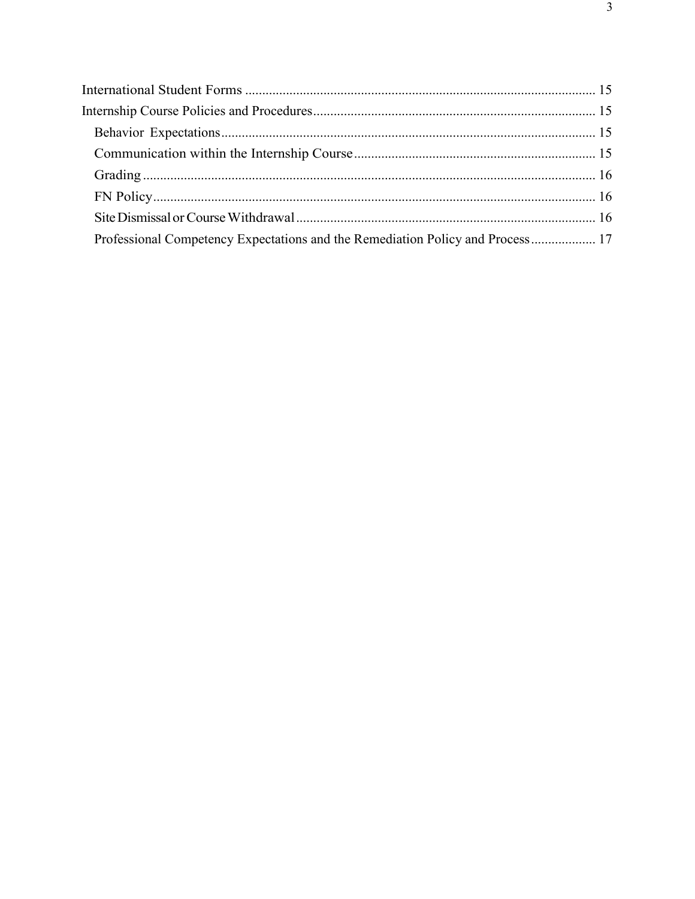International Student Forms ..................................................................................................... 15

Internship Course Policies and Procedures.................................................................................. 15

- Behavior Expectations............................................................................................................ 15
- Communication within the Internship Course...................................................................... 15
- Grading.................................................................................................................................... 16
- FN Policy................................................................................................................................. 16
- Site Dismissal or Course Withdrawal...................................................................................... 16
- Professional Competency Expectations and the Remediation Policy and Process.................. 17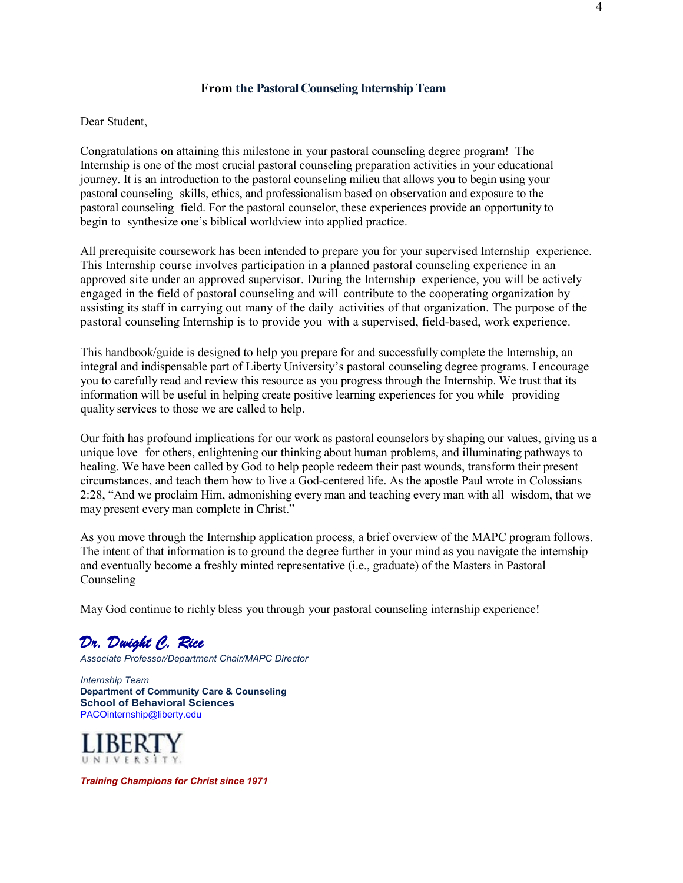## From the Pastoral Counseling Internship Team

Dear Student,

Congratulations on attaining this milestone in your pastoral counseling degree program! The Internship is one of the most crucial pastoral counseling preparation activities in your educational journey. It is an introduction to the pastoral counseling milieu that allows you to begin using your pastoral counseling skills, ethics, and professionalism based on observation and exposure to the pastoral counseling field. For the pastoral counselor, these experiences provide an opportunity to begin to synthesize one's biblical worldview into applied practice.

All prerequisite coursework has been intended to prepare you for your supervised Internship experience. This Internship course involves participation in a planned pastoral counseling experience in an approved site under an approved supervisor. During the Internship experience, you will be actively engaged in the field of pastoral counseling and will contribute to the cooperating organization by assisting its staff in carrying out many of the daily activities of that organization. The purpose of the pastoral counseling Internship is to provide you with a supervised, field-based, work experience.

This handbook/guide is designed to help you prepare for and successfully complete the Internship, an integral and indispensable part of Liberty University's pastoral counseling degree programs. I encourage you to carefully read and review this resource as you progress through the Internship. We trust that its information will be useful in helping create positive learning experiences for you while providing quality services to those we are called to help.

Our faith has profound implications for our work as pastoral counselors by shaping our values, giving us a unique love for others, enlightening our thinking about human problems, and illuminating pathways to healing. We have been called by God to help people redeem their past wounds, transform their present circumstances, and teach them how to live a God-centered life. As the apostle Paul wrote in Colossians 2:28, "And we proclaim Him, admonishing every man and teaching every man with all wisdom, that we may present every man complete in Christ."

As you move through the Internship application process, a brief overview of the MAPC program follows. The intent of that information is to ground the degree further in your mind as you navigate the internship and eventually become a freshly minted representative (i.e., graduate) of the Masters in Pastoral Counseling

May God continue to richly bless you through your pastoral counseling internship experience!

***Dr. Dwight C. Rice***
*Associate Professor/Department Chair/MAPC Director*

*Internship Team*
**Department of Community Care & Counseling**
**School of Behavioral Sciences**
PACOinternship@liberty.edu

LIBERTY UNIVERSITY

***Training Champions for Christ since 1971***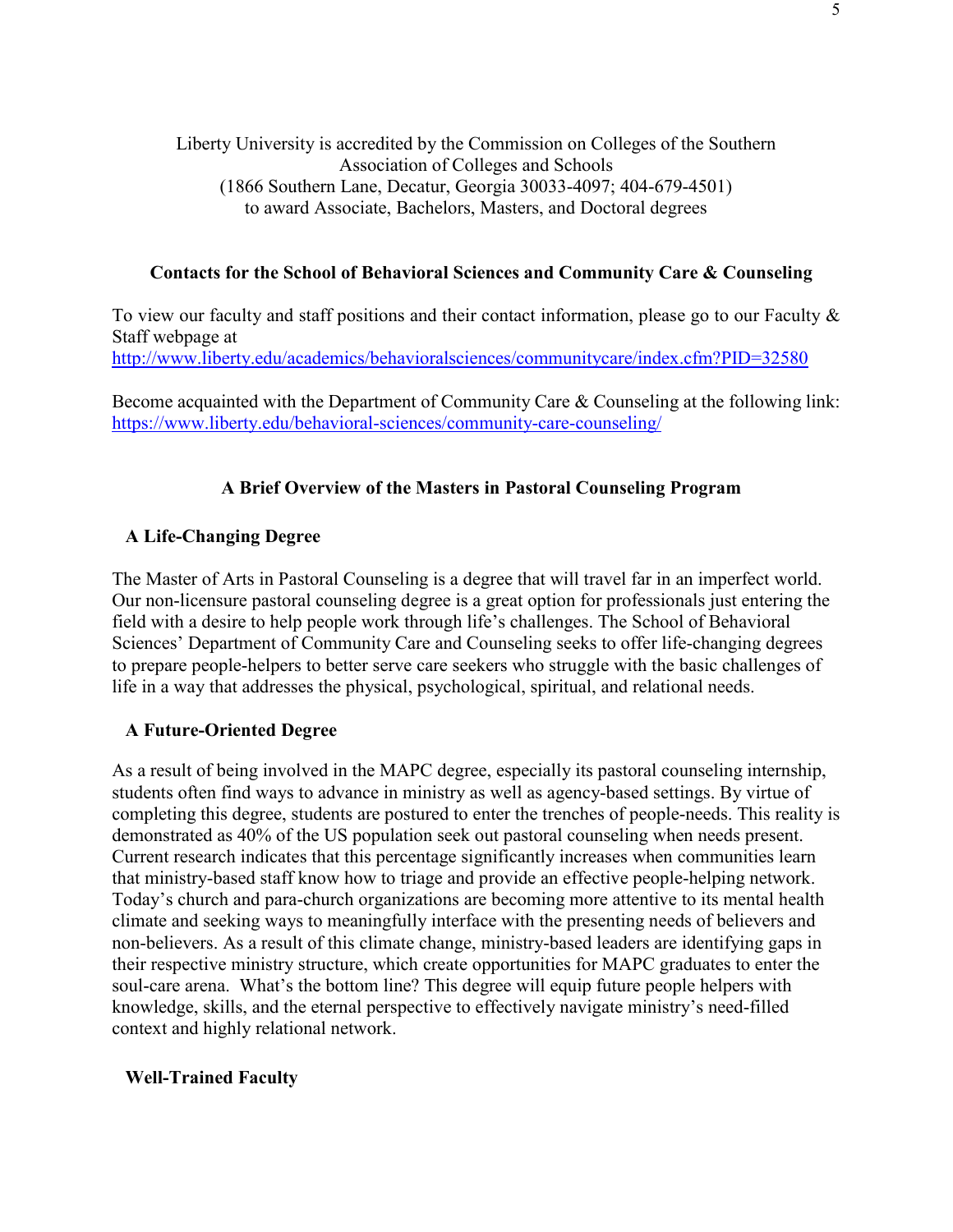Liberty University is accredited by the Commission on Colleges of the Southern Association of Colleges and Schools (1866 Southern Lane, Decatur, Georgia 30033-4097; 404-679-4501) to award Associate, Bachelors, Masters, and Doctoral degrees

## Contacts for the School of Behavioral Sciences and Community Care & Counseling

To view our faculty and staff positions and their contact information, please go to our Faculty & Staff webpage at
http://www.liberty.edu/academics/behavioralsciences/communitycare/index.cfm?PID=32580

Become acquainted with the Department of Community Care & Counseling at the following link:
https://www.liberty.edu/behavioral-sciences/community-care-counseling/

## A Brief Overview of the Masters in Pastoral Counseling Program

### A Life-Changing Degree

The Master of Arts in Pastoral Counseling is a degree that will travel far in an imperfect world. Our non-licensure pastoral counseling degree is a great option for professionals just entering the field with a desire to help people work through life's challenges. The School of Behavioral Sciences' Department of Community Care and Counseling seeks to offer life-changing degrees to prepare people-helpers to better serve care seekers who struggle with the basic challenges of life in a way that addresses the physical, psychological, spiritual, and relational needs.

### A Future-Oriented Degree

As a result of being involved in the MAPC degree, especially its pastoral counseling internship, students often find ways to advance in ministry as well as agency-based settings. By virtue of completing this degree, students are postured to enter the trenches of people-needs. This reality is demonstrated as 40% of the US population seek out pastoral counseling when needs present. Current research indicates that this percentage significantly increases when communities learn that ministry-based staff know how to triage and provide an effective people-helping network. Today's church and para-church organizations are becoming more attentive to its mental health climate and seeking ways to meaningfully interface with the presenting needs of believers and non-believers. As a result of this climate change, ministry-based leaders are identifying gaps in their respective ministry structure, which create opportunities for MAPC graduates to enter the soul-care arena. What's the bottom line? This degree will equip future people helpers with knowledge, skills, and the eternal perspective to effectively navigate ministry's need-filled context and highly relational network.

### Well-Trained Faculty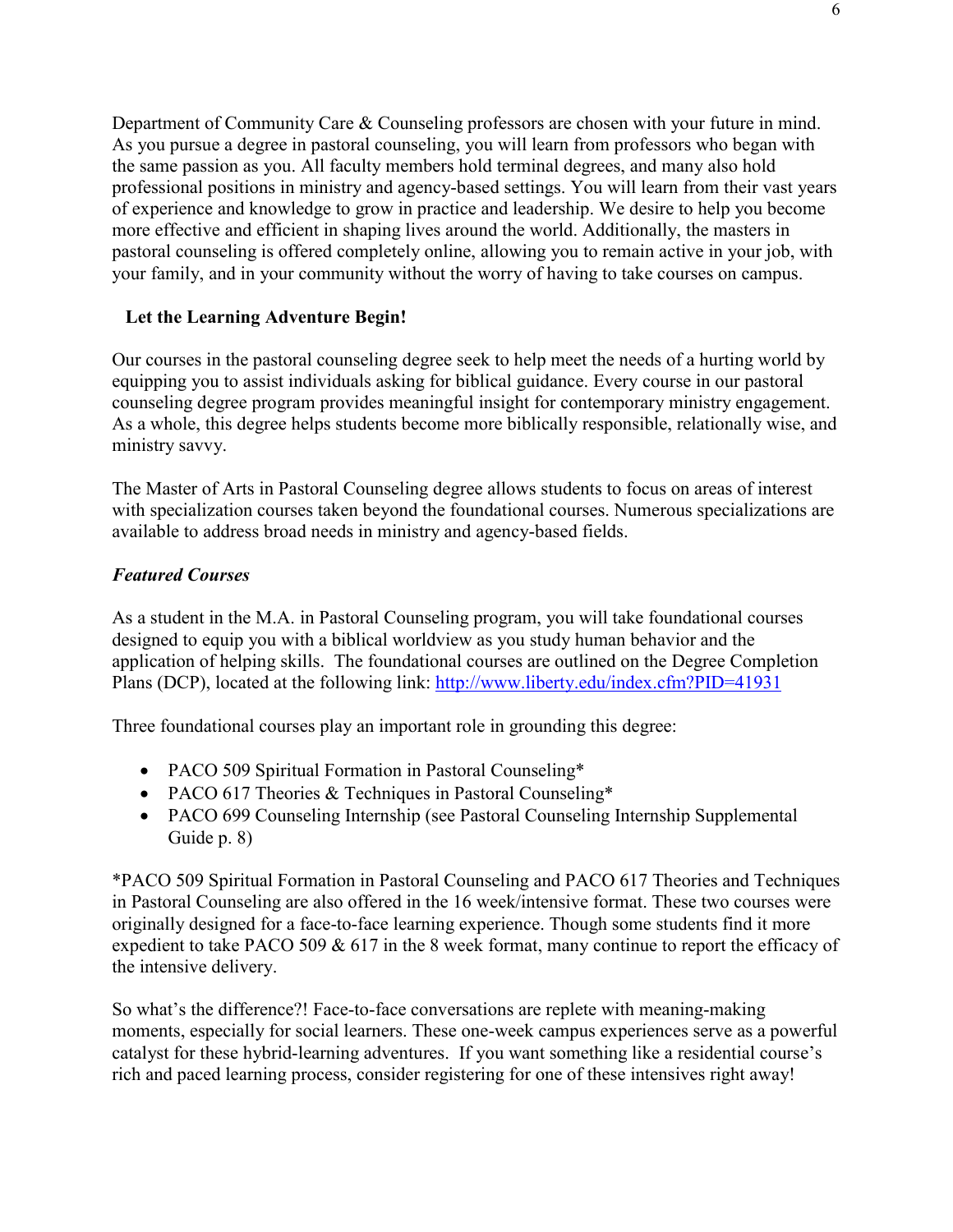Department of Community Care & Counseling professors are chosen with your future in mind. As you pursue a degree in pastoral counseling, you will learn from professors who began with the same passion as you. All faculty members hold terminal degrees, and many also hold professional positions in ministry and agency-based settings. You will learn from their vast years of experience and knowledge to grow in practice and leadership. We desire to help you become more effective and efficient in shaping lives around the world. Additionally, the masters in pastoral counseling is offered completely online, allowing you to remain active in your job, with your family, and in your community without the worry of having to take courses on campus.

**Let the Learning Adventure Begin!**

Our courses in the pastoral counseling degree seek to help meet the needs of a hurting world by equipping you to assist individuals asking for biblical guidance. Every course in our pastoral counseling degree program provides meaningful insight for contemporary ministry engagement. As a whole, this degree helps students become more biblically responsible, relationally wise, and ministry savvy.

The Master of Arts in Pastoral Counseling degree allows students to focus on areas of interest with specialization courses taken beyond the foundational courses. Numerous specializations are available to address broad needs in ministry and agency-based fields.

***Featured Courses***

As a student in the M.A. in Pastoral Counseling program, you will take foundational courses designed to equip you with a biblical worldview as you study human behavior and the application of helping skills. The foundational courses are outlined on the Degree Completion Plans (DCP), located at the following link: http://www.liberty.edu/index.cfm?PID=41931

Three foundational courses play an important role in grounding this degree:

- PACO 509 Spiritual Formation in Pastoral Counseling*
- PACO 617 Theories & Techniques in Pastoral Counseling*
- PACO 699 Counseling Internship (see Pastoral Counseling Internship Supplemental Guide p. 8)

*PACO 509 Spiritual Formation in Pastoral Counseling and PACO 617 Theories and Techniques in Pastoral Counseling are also offered in the 16 week/intensive format. These two courses were originally designed for a face-to-face learning experience. Though some students find it more expedient to take PACO 509 & 617 in the 8 week format, many continue to report the efficacy of the intensive delivery.

So what's the difference?! Face-to-face conversations are replete with meaning-making moments, especially for social learners. These one-week campus experiences serve as a powerful catalyst for these hybrid-learning adventures. If you want something like a residential course's rich and paced learning process, consider registering for one of these intensives right away!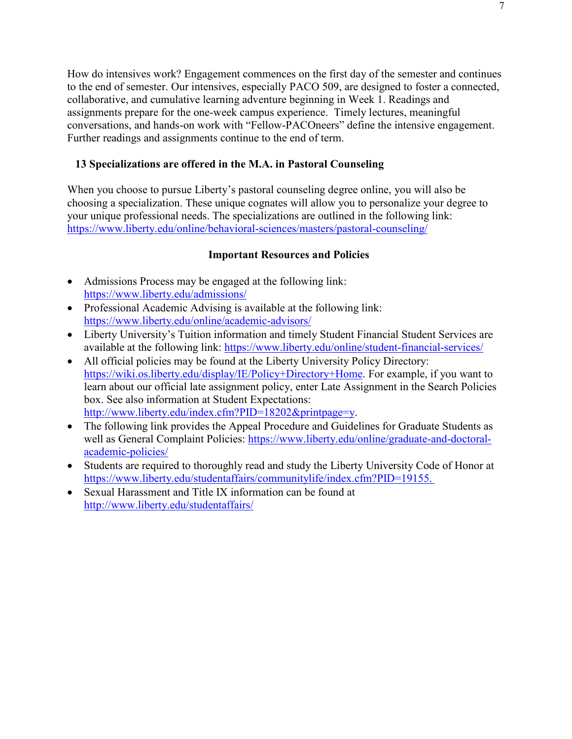How do intensives work? Engagement commences on the first day of the semester and continues to the end of semester. Our intensives, especially PACO 509, are designed to foster a connected, collaborative, and cumulative learning adventure beginning in Week 1. Readings and assignments prepare for the one-week campus experience. Timely lectures, meaningful conversations, and hands-on work with "Fellow-PACOneers" define the intensive engagement. Further readings and assignments continue to the end of term.

**13 Specializations are offered in the M.A. in Pastoral Counseling**

When you choose to pursue Liberty's pastoral counseling degree online, you will also be choosing a specialization. These unique cognates will allow you to personalize your degree to your unique professional needs. The specializations are outlined in the following link: https://www.liberty.edu/online/behavioral-sciences/masters/pastoral-counseling/

**Important Resources and Policies**

- Admissions Process may be engaged at the following link: https://www.liberty.edu/admissions/
- Professional Academic Advising is available at the following link: https://www.liberty.edu/online/academic-advisors/
- Liberty University's Tuition information and timely Student Financial Student Services are available at the following link: https://www.liberty.edu/online/student-financial-services/
- All official policies may be found at the Liberty University Policy Directory: https://wiki.os.liberty.edu/display/IE/Policy+Directory+Home. For example, if you want to learn about our official late assignment policy, enter Late Assignment in the Search Policies box. See also information at Student Expectations: http://www.liberty.edu/index.cfm?PID=18202&printpage=y.
- The following link provides the Appeal Procedure and Guidelines for Graduate Students as well as General Complaint Policies: https://www.liberty.edu/online/graduate-and-doctoral-academic-policies/
- Students are required to thoroughly read and study the Liberty University Code of Honor at https://www.liberty.edu/studentaffairs/communitylife/index.cfm?PID=19155.
- Sexual Harassment and Title IX information can be found at http://www.liberty.edu/studentaffairs/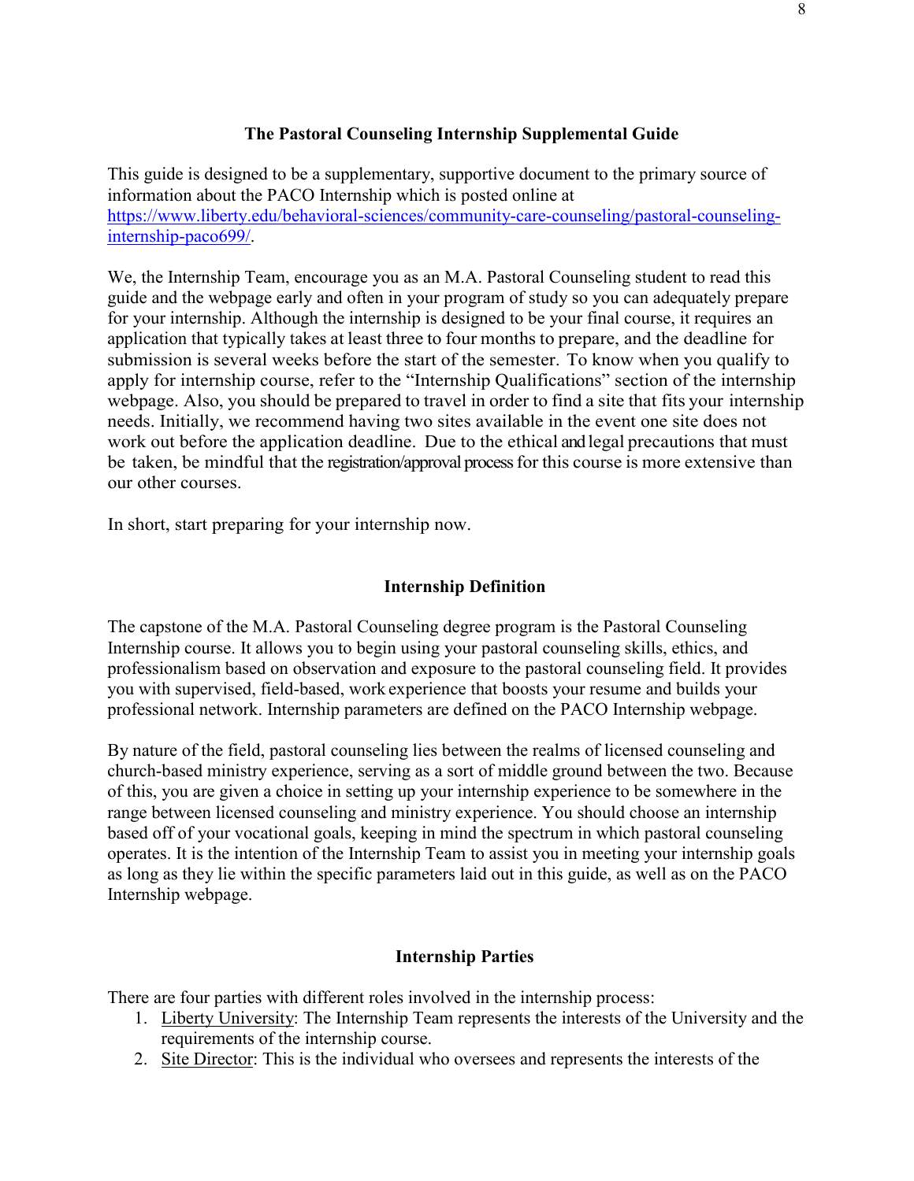## The Pastoral Counseling Internship Supplemental Guide

This guide is designed to be a supplementary, supportive document to the primary source of information about the PACO Internship which is posted online at [https://www.liberty.edu/behavioral-sciences/community-care-counseling/pastoral-counseling-internship-paco699/](https://www.liberty.edu/behavioral-sciences/community-care-counseling/pastoral-counseling-internship-paco699/).

We, the Internship Team, encourage you as an M.A. Pastoral Counseling student to read this guide and the webpage early and often in your program of study so you can adequately prepare for your internship. Although the internship is designed to be your final course, it requires an application that typically takes at least three to four months to prepare, and the deadline for submission is several weeks before the start of the semester. To know when you qualify to apply for internship course, refer to the "Internship Qualifications" section of the internship webpage. Also, you should be prepared to travel in order to find a site that fits your internship needs. Initially, we recommend having two sites available in the event one site does not work out before the application deadline. Due to the ethical and legal precautions that must be taken, be mindful that the registration/approval process for this course is more extensive than our other courses.

In short, start preparing for your internship now.

## Internship Definition

The capstone of the M.A. Pastoral Counseling degree program is the Pastoral Counseling Internship course. It allows you to begin using your pastoral counseling skills, ethics, and professionalism based on observation and exposure to the pastoral counseling field. It provides you with supervised, field-based, work experience that boosts your resume and builds your professional network. Internship parameters are defined on the PACO Internship webpage.

By nature of the field, pastoral counseling lies between the realms of licensed counseling and church-based ministry experience, serving as a sort of middle ground between the two. Because of this, you are given a choice in setting up your internship experience to be somewhere in the range between licensed counseling and ministry experience. You should choose an internship based off of your vocational goals, keeping in mind the spectrum in which pastoral counseling operates. It is the intention of the Internship Team to assist you in meeting your internship goals as long as they lie within the specific parameters laid out in this guide, as well as on the PACO Internship webpage.

## Internship Parties

There are four parties with different roles involved in the internship process:

1. <u>Liberty University</u>: The Internship Team represents the interests of the University and the requirements of the internship course.
2. <u>Site Director</u>: This is the individual who oversees and represents the interests of the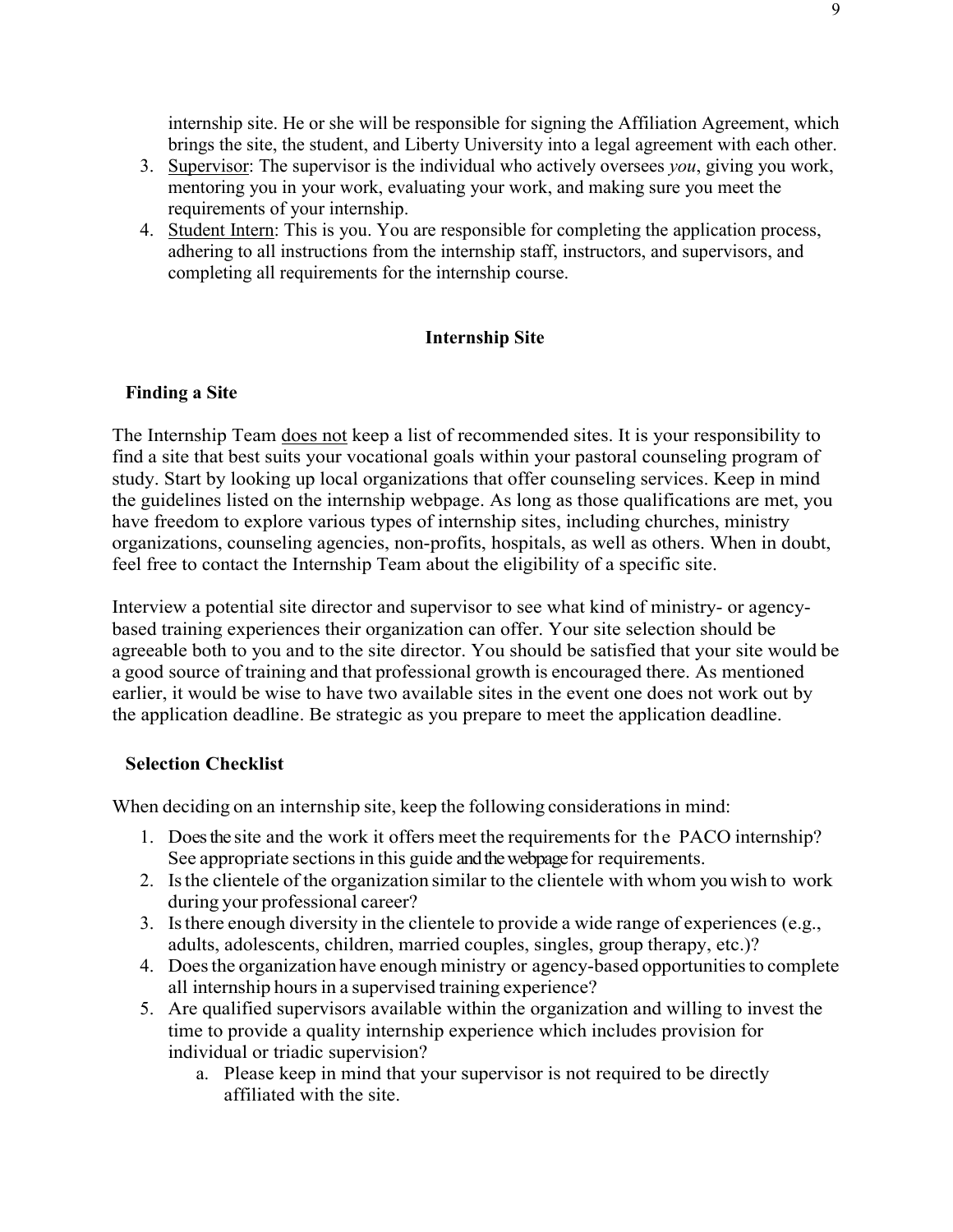internship site. He or she will be responsible for signing the Affiliation Agreement, which brings the site, the student, and Liberty University into a legal agreement with each other.

3. Supervisor: The supervisor is the individual who actively oversees *you*, giving you work, mentoring you in your work, evaluating your work, and making sure you meet the requirements of your internship.
4. Student Intern: This is you. You are responsible for completing the application process, adhering to all instructions from the internship staff, instructors, and supervisors, and completing all requirements for the internship course.

## Internship Site

### Finding a Site

The Internship Team does not keep a list of recommended sites. It is your responsibility to find a site that best suits your vocational goals within your pastoral counseling program of study. Start by looking up local organizations that offer counseling services. Keep in mind the guidelines listed on the internship webpage. As long as those qualifications are met, you have freedom to explore various types of internship sites, including churches, ministry organizations, counseling agencies, non-profits, hospitals, as well as others. When in doubt, feel free to contact the Internship Team about the eligibility of a specific site.

Interview a potential site director and supervisor to see what kind of ministry- or agency-based training experiences their organization can offer. Your site selection should be agreeable both to you and to the site director. You should be satisfied that your site would be a good source of training and that professional growth is encouraged there. As mentioned earlier, it would be wise to have two available sites in the event one does not work out by the application deadline. Be strategic as you prepare to meet the application deadline.

### Selection Checklist

When deciding on an internship site, keep the following considerations in mind:

1. Does the site and the work it offers meet the requirements for the PACO internship? See appropriate sections in this guide and the webpage for requirements.
2. Is the clientele of the organization similar to the clientele with whom you wish to work during your professional career?
3. Is there enough diversity in the clientele to provide a wide range of experiences (e.g., adults, adolescents, children, married couples, singles, group therapy, etc.)?
4. Does the organization have enough ministry or agency-based opportunities to complete all internship hours in a supervised training experience?
5. Are qualified supervisors available within the organization and willing to invest the time to provide a quality internship experience which includes provision for individual or triadic supervision?
   a. Please keep in mind that your supervisor is not required to be directly affiliated with the site.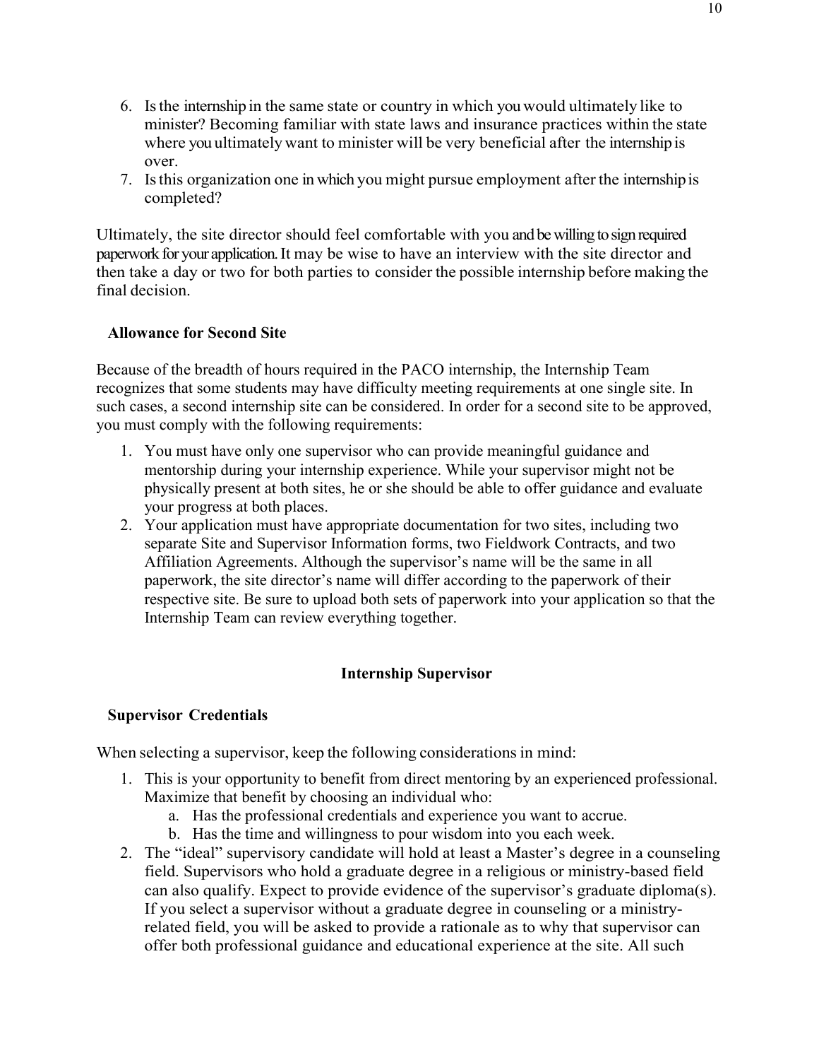6. Is the internship in the same state or country in which you would ultimately like to minister? Becoming familiar with state laws and insurance practices within the state where you ultimately want to minister will be very beneficial after the internship is over.
7. Is this organization one in which you might pursue employment after the internship is completed?

Ultimately, the site director should feel comfortable with you and be willing to sign required paperwork for your application. It may be wise to have an interview with the site director and then take a day or two for both parties to consider the possible internship before making the final decision.

### Allowance for Second Site

Because of the breadth of hours required in the PACO internship, the Internship Team recognizes that some students may have difficulty meeting requirements at one single site. In such cases, a second internship site can be considered. In order for a second site to be approved, you must comply with the following requirements:

1. You must have only one supervisor who can provide meaningful guidance and mentorship during your internship experience. While your supervisor might not be physically present at both sites, he or she should be able to offer guidance and evaluate your progress at both places.
2. Your application must have appropriate documentation for two sites, including two separate Site and Supervisor Information forms, two Fieldwork Contracts, and two Affiliation Agreements. Although the supervisor's name will be the same in all paperwork, the site director's name will differ according to the paperwork of their respective site. Be sure to upload both sets of paperwork into your application so that the Internship Team can review everything together.

## Internship Supervisor

### Supervisor Credentials

When selecting a supervisor, keep the following considerations in mind:

1. This is your opportunity to benefit from direct mentoring by an experienced professional. Maximize that benefit by choosing an individual who:
   a. Has the professional credentials and experience you want to accrue.
   b. Has the time and willingness to pour wisdom into you each week.
2. The "ideal" supervisory candidate will hold at least a Master's degree in a counseling field. Supervisors who hold a graduate degree in a religious or ministry-based field can also qualify. Expect to provide evidence of the supervisor's graduate diploma(s). If you select a supervisor without a graduate degree in counseling or a ministry-related field, you will be asked to provide a rationale as to why that supervisor can offer both professional guidance and educational experience at the site. All such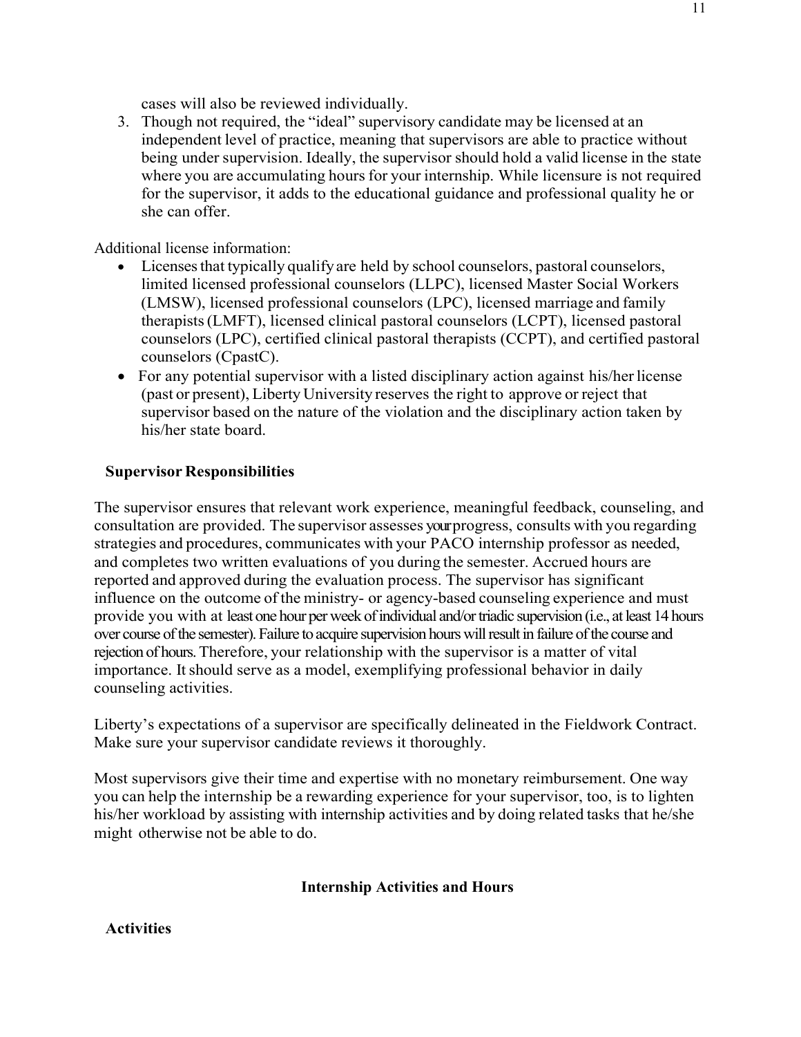cases will also be reviewed individually.

3. Though not required, the "ideal" supervisory candidate may be licensed at an independent level of practice, meaning that supervisors are able to practice without being under supervision. Ideally, the supervisor should hold a valid license in the state where you are accumulating hours for your internship. While licensure is not required for the supervisor, it adds to the educational guidance and professional quality he or she can offer.

Additional license information:

- Licenses that typically qualify are held by school counselors, pastoral counselors, limited licensed professional counselors (LLPC), licensed Master Social Workers (LMSW), licensed professional counselors (LPC), licensed marriage and family therapists (LMFT), licensed clinical pastoral counselors (LCPT), licensed pastoral counselors (LPC), certified clinical pastoral therapists (CCPT), and certified pastoral counselors (CpastC).
- For any potential supervisor with a listed disciplinary action against his/her license (past or present), Liberty University reserves the right to approve or reject that supervisor based on the nature of the violation and the disciplinary action taken by his/her state board.

**Supervisor Responsibilities**

The supervisor ensures that relevant work experience, meaningful feedback, counseling, and consultation are provided. The supervisor assesses your progress, consults with you regarding strategies and procedures, communicates with your PACO internship professor as needed, and completes two written evaluations of you during the semester. Accrued hours are reported and approved during the evaluation process. The supervisor has significant influence on the outcome of the ministry- or agency-based counseling experience and must provide you with at least one hour per week of individual and/or triadic supervision (i.e., at least 14 hours over course of the semester). Failure to acquire supervision hours will result in failure of the course and rejection of hours. Therefore, your relationship with the supervisor is a matter of vital importance. It should serve as a model, exemplifying professional behavior in daily counseling activities.

Liberty's expectations of a supervisor are specifically delineated in the Fieldwork Contract. Make sure your supervisor candidate reviews it thoroughly.

Most supervisors give their time and expertise with no monetary reimbursement. One way you can help the internship be a rewarding experience for your supervisor, too, is to lighten his/her workload by assisting with internship activities and by doing related tasks that he/she might otherwise not be able to do.

## Internship Activities and Hours

**Activities**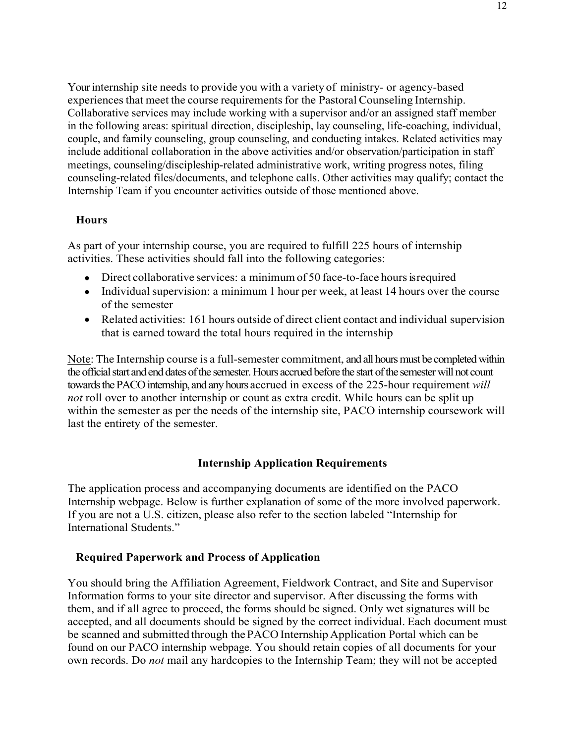Your internship site needs to provide you with a variety of ministry- or agency-based experiences that meet the course requirements for the Pastoral Counseling Internship. Collaborative services may include working with a supervisor and/or an assigned staff member in the following areas: spiritual direction, discipleship, lay counseling, life-coaching, individual, couple, and family counseling, group counseling, and conducting intakes. Related activities may include additional collaboration in the above activities and/or observation/participation in staff meetings, counseling/discipleship-related administrative work, writing progress notes, filing counseling-related files/documents, and telephone calls. Other activities may qualify; contact the Internship Team if you encounter activities outside of those mentioned above.

### Hours

As part of your internship course, you are required to fulfill 225 hours of internship activities. These activities should fall into the following categories:

- Direct collaborative services: a minimum of 50 face-to-face hours is required
- Individual supervision: a minimum 1 hour per week, at least 14 hours over the course of the semester
- Related activities: 161 hours outside of direct client contact and individual supervision that is earned toward the total hours required in the internship

Note: The Internship course is a full-semester commitment, and all hours must be completed within the official start and end dates of the semester. Hours accrued before the start of the semester will not count towards the PACO internship, and any hours accrued in excess of the 225-hour requirement *will not* roll over to another internship or count as extra credit. While hours can be split up within the semester as per the needs of the internship site, PACO internship coursework will last the entirety of the semester.

## Internship Application Requirements

The application process and accompanying documents are identified on the PACO Internship webpage. Below is further explanation of some of the more involved paperwork. If you are not a U.S. citizen, please also refer to the section labeled "Internship for International Students."

### Required Paperwork and Process of Application

You should bring the Affiliation Agreement, Fieldwork Contract, and Site and Supervisor Information forms to your site director and supervisor. After discussing the forms with them, and if all agree to proceed, the forms should be signed. Only wet signatures will be accepted, and all documents should be signed by the correct individual. Each document must be scanned and submitted through the PACO Internship Application Portal which can be found on our PACO internship webpage. You should retain copies of all documents for your own records. Do *not* mail any hardcopies to the Internship Team; they will not be accepted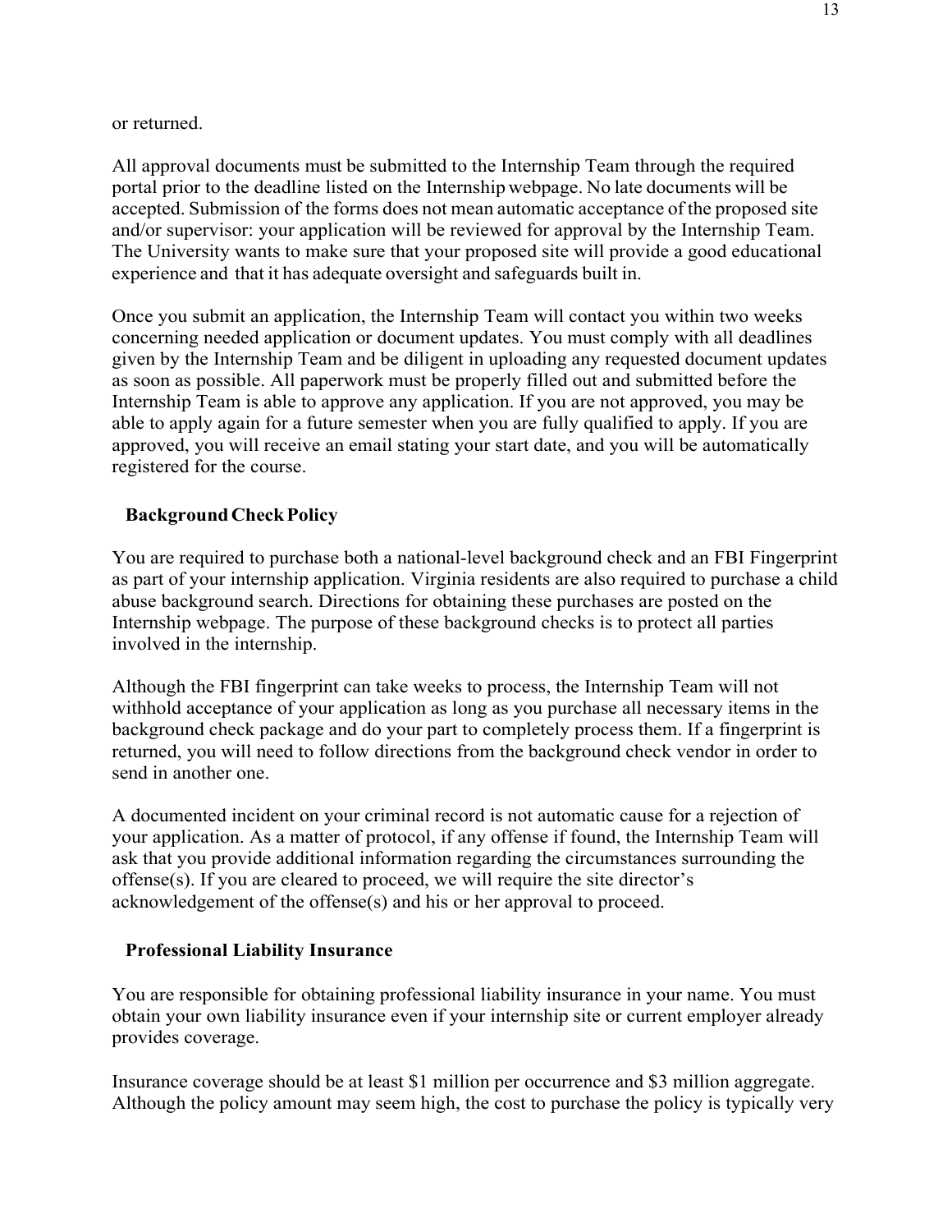or returned.

All approval documents must be submitted to the Internship Team through the required portal prior to the deadline listed on the Internship webpage. No late documents will be accepted. Submission of the forms does not mean automatic acceptance of the proposed site and/or supervisor: your application will be reviewed for approval by the Internship Team. The University wants to make sure that your proposed site will provide a good educational experience and that it has adequate oversight and safeguards built in.

Once you submit an application, the Internship Team will contact you within two weeks concerning needed application or document updates. You must comply with all deadlines given by the Internship Team and be diligent in uploading any requested document updates as soon as possible. All paperwork must be properly filled out and submitted before the Internship Team is able to approve any application. If you are not approved, you may be able to apply again for a future semester when you are fully qualified to apply. If you are approved, you will receive an email stating your start date, and you will be automatically registered for the course.

### Background Check Policy

You are required to purchase both a national-level background check and an FBI Fingerprint as part of your internship application. Virginia residents are also required to purchase a child abuse background search. Directions for obtaining these purchases are posted on the Internship webpage. The purpose of these background checks is to protect all parties involved in the internship.

Although the FBI fingerprint can take weeks to process, the Internship Team will not withhold acceptance of your application as long as you purchase all necessary items in the background check package and do your part to completely process them. If a fingerprint is returned, you will need to follow directions from the background check vendor in order to send in another one.

A documented incident on your criminal record is not automatic cause for a rejection of your application. As a matter of protocol, if any offense if found, the Internship Team will ask that you provide additional information regarding the circumstances surrounding the offense(s). If you are cleared to proceed, we will require the site director's acknowledgement of the offense(s) and his or her approval to proceed.

### Professional Liability Insurance

You are responsible for obtaining professional liability insurance in your name. You must obtain your own liability insurance even if your internship site or current employer already provides coverage.

Insurance coverage should be at least $1 million per occurrence and $3 million aggregate. Although the policy amount may seem high, the cost to purchase the policy is typically very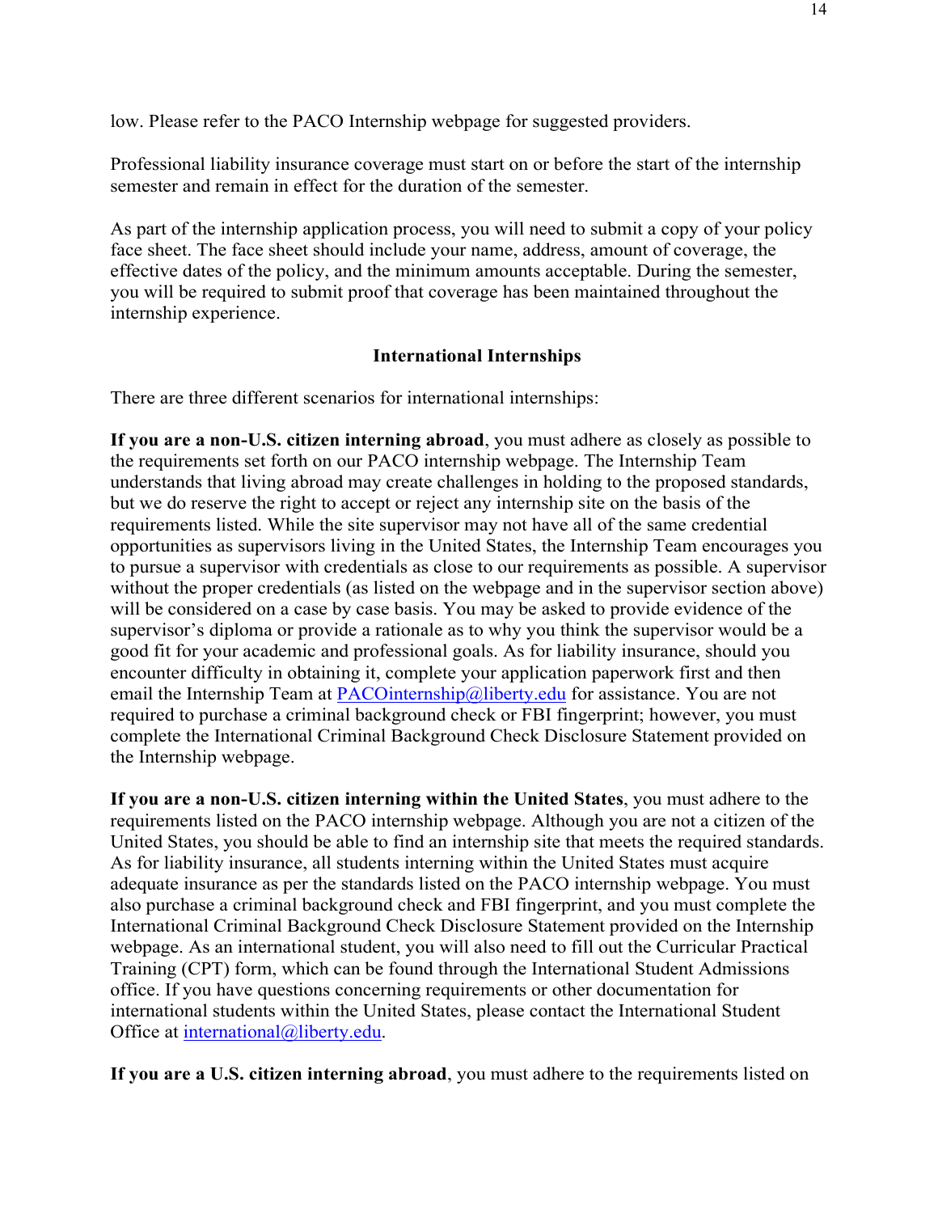low. Please refer to the PACO Internship webpage for suggested providers.

Professional liability insurance coverage must start on or before the start of the internship semester and remain in effect for the duration of the semester.

As part of the internship application process, you will need to submit a copy of your policy face sheet. The face sheet should include your name, address, amount of coverage, the effective dates of the policy, and the minimum amounts acceptable. During the semester, you will be required to submit proof that coverage has been maintained throughout the internship experience.

## International Internships

There are three different scenarios for international internships:

**If you are a non-U.S. citizen interning abroad**, you must adhere as closely as possible to the requirements set forth on our PACO internship webpage. The Internship Team understands that living abroad may create challenges in holding to the proposed standards, but we do reserve the right to accept or reject any internship site on the basis of the requirements listed. While the site supervisor may not have all of the same credential opportunities as supervisors living in the United States, the Internship Team encourages you to pursue a supervisor with credentials as close to our requirements as possible. A supervisor without the proper credentials (as listed on the webpage and in the supervisor section above) will be considered on a case by case basis. You may be asked to provide evidence of the supervisor's diploma or provide a rationale as to why you think the supervisor would be a good fit for your academic and professional goals. As for liability insurance, should you encounter difficulty in obtaining it, complete your application paperwork first and then email the Internship Team at PACOinternship@liberty.edu for assistance. You are not required to purchase a criminal background check or FBI fingerprint; however, you must complete the International Criminal Background Check Disclosure Statement provided on the Internship webpage.

**If you are a non-U.S. citizen interning within the United States**, you must adhere to the requirements listed on the PACO internship webpage. Although you are not a citizen of the United States, you should be able to find an internship site that meets the required standards. As for liability insurance, all students interning within the United States must acquire adequate insurance as per the standards listed on the PACO internship webpage. You must also purchase a criminal background check and FBI fingerprint, and you must complete the International Criminal Background Check Disclosure Statement provided on the Internship webpage. As an international student, you will also need to fill out the Curricular Practical Training (CPT) form, which can be found through the International Student Admissions office. If you have questions concerning requirements or other documentation for international students within the United States, please contact the International Student Office at international@liberty.edu.

**If you are a U.S. citizen interning abroad**, you must adhere to the requirements listed on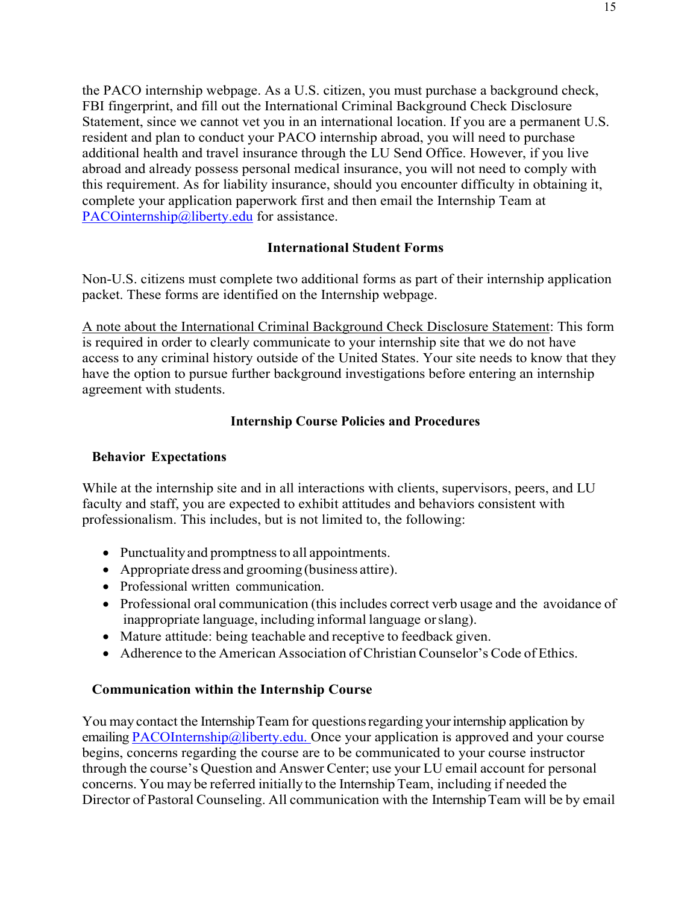the PACO internship webpage. As a U.S. citizen, you must purchase a background check, FBI fingerprint, and fill out the International Criminal Background Check Disclosure Statement, since we cannot vet you in an international location. If you are a permanent U.S. resident and plan to conduct your PACO internship abroad, you will need to purchase additional health and travel insurance through the LU Send Office. However, if you live abroad and already possess personal medical insurance, you will not need to comply with this requirement. As for liability insurance, should you encounter difficulty in obtaining it, complete your application paperwork first and then email the Internship Team at PACOinternship@liberty.edu for assistance.

### International Student Forms

Non-U.S. citizens must complete two additional forms as part of their internship application packet. These forms are identified on the Internship webpage.

A note about the International Criminal Background Check Disclosure Statement: This form is required in order to clearly communicate to your internship site that we do not have access to any criminal history outside of the United States. Your site needs to know that they have the option to pursue further background investigations before entering an internship agreement with students.

## Internship Course Policies and Procedures

### Behavior Expectations

While at the internship site and in all interactions with clients, supervisors, peers, and LU faculty and staff, you are expected to exhibit attitudes and behaviors consistent with professionalism. This includes, but is not limited to, the following:

- Punctuality and promptness to all appointments.
- Appropriate dress and grooming (business attire).
- Professional written communication.
- Professional oral communication (this includes correct verb usage and the avoidance of inappropriate language, including informal language or slang).
- Mature attitude: being teachable and receptive to feedback given.
- Adherence to the American Association of Christian Counselor's Code of Ethics.

### Communication within the Internship Course

You may contact the Internship Team for questions regarding your internship application by emailing PACOInternship@liberty.edu. Once your application is approved and your course begins, concerns regarding the course are to be communicated to your course instructor through the course's Question and Answer Center; use your LU email account for personal concerns. You may be referred initially to the Internship Team, including if needed the Director of Pastoral Counseling. All communication with the Internship Team will be by email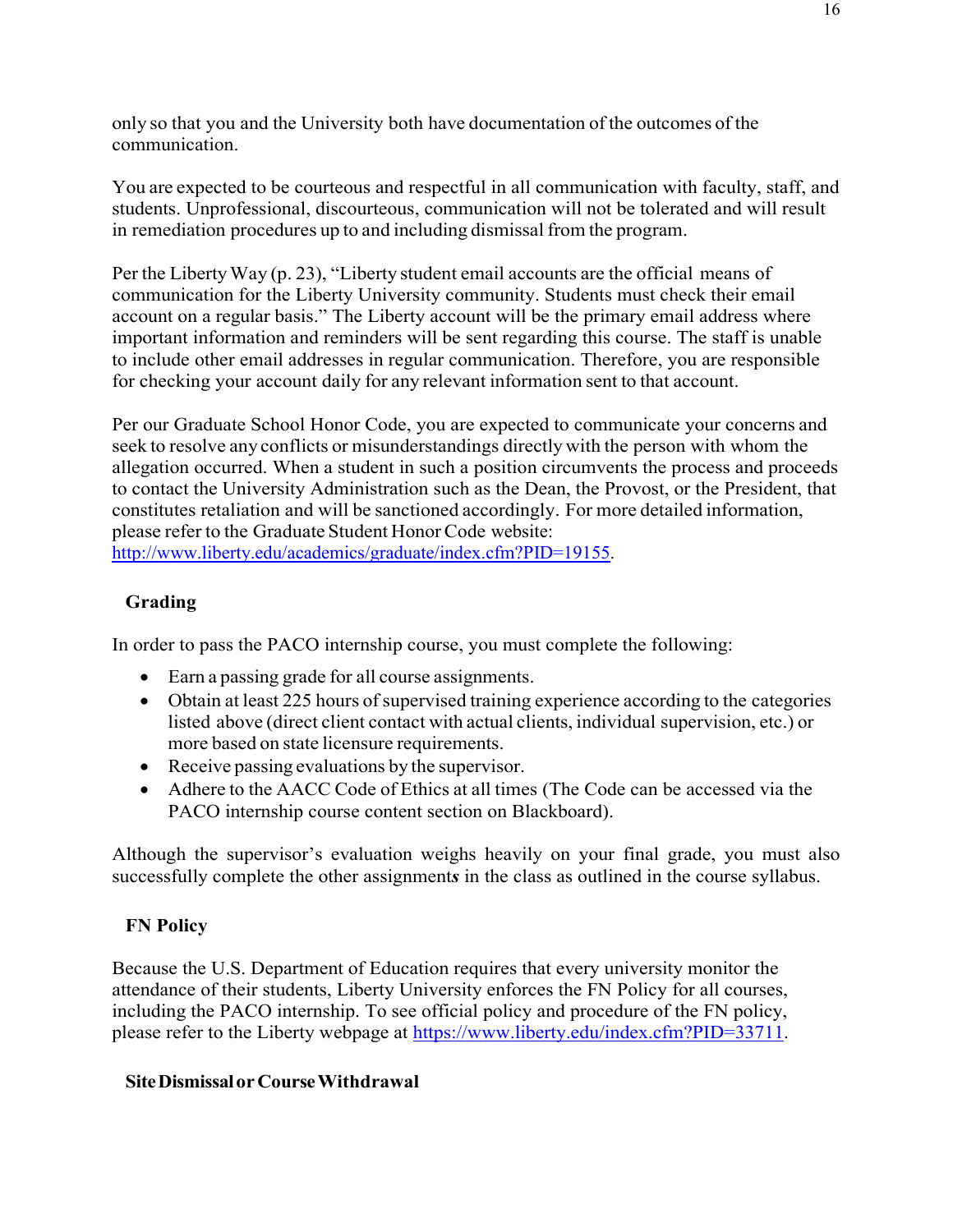only so that you and the University both have documentation of the outcomes of the communication.

You are expected to be courteous and respectful in all communication with faculty, staff, and students. Unprofessional, discourteous, communication will not be tolerated and will result in remediation procedures up to and including dismissal from the program.

Per the Liberty Way (p. 23), "Liberty student email accounts are the official means of communication for the Liberty University community. Students must check their email account on a regular basis." The Liberty account will be the primary email address where important information and reminders will be sent regarding this course. The staff is unable to include other email addresses in regular communication. Therefore, you are responsible for checking your account daily for any relevant information sent to that account.

Per our Graduate School Honor Code, you are expected to communicate your concerns and seek to resolve any conflicts or misunderstandings directly with the person with whom the allegation occurred. When a student in such a position circumvents the process and proceeds to contact the University Administration such as the Dean, the Provost, or the President, that constitutes retaliation and will be sanctioned accordingly. For more detailed information, please refer to the Graduate Student Honor Code website: http://www.liberty.edu/academics/graduate/index.cfm?PID=19155.

## Grading

In order to pass the PACO internship course, you must complete the following:

- Earn a passing grade for all course assignments.
- Obtain at least 225 hours of supervised training experience according to the categories listed above (direct client contact with actual clients, individual supervision, etc.) or more based on state licensure requirements.
- Receive passing evaluations by the supervisor.
- Adhere to the AACC Code of Ethics at all times (The Code can be accessed via the PACO internship course content section on Blackboard).

Although the supervisor's evaluation weighs heavily on your final grade, you must also successfully complete the other assignment*s* in the class as outlined in the course syllabus.

## FN Policy

Because the U.S. Department of Education requires that every university monitor the attendance of their students, Liberty University enforces the FN Policy for all courses, including the PACO internship. To see official policy and procedure of the FN policy, please refer to the Liberty webpage at https://www.liberty.edu/index.cfm?PID=33711.

## Site Dismissal or Course Withdrawal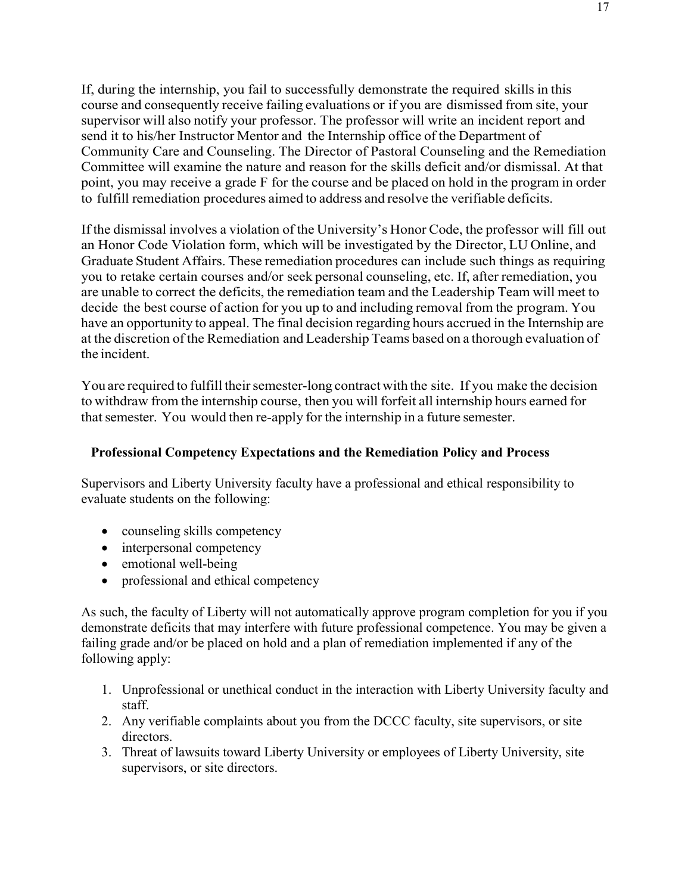If, during the internship, you fail to successfully demonstrate the required skills in this course and consequently receive failing evaluations or if you are dismissed from site, your supervisor will also notify your professor. The professor will write an incident report and send it to his/her Instructor Mentor and the Internship office of the Department of Community Care and Counseling. The Director of Pastoral Counseling and the Remediation Committee will examine the nature and reason for the skills deficit and/or dismissal. At that point, you may receive a grade F for the course and be placed on hold in the program in order to fulfill remediation procedures aimed to address and resolve the verifiable deficits.

If the dismissal involves a violation of the University's Honor Code, the professor will fill out an Honor Code Violation form, which will be investigated by the Director, LU Online, and Graduate Student Affairs. These remediation procedures can include such things as requiring you to retake certain courses and/or seek personal counseling, etc. If, after remediation, you are unable to correct the deficits, the remediation team and the Leadership Team will meet to decide the best course of action for you up to and including removal from the program. You have an opportunity to appeal. The final decision regarding hours accrued in the Internship are at the discretion of the Remediation and Leadership Teams based on a thorough evaluation of the incident.

You are required to fulfill their semester-long contract with the site. If you make the decision to withdraw from the internship course, then you will forfeit all internship hours earned for that semester. You would then re-apply for the internship in a future semester.

### Professional Competency Expectations and the Remediation Policy and Process

Supervisors and Liberty University faculty have a professional and ethical responsibility to evaluate students on the following:

- counseling skills competency
- interpersonal competency
- emotional well-being
- professional and ethical competency

As such, the faculty of Liberty will not automatically approve program completion for you if you demonstrate deficits that may interfere with future professional competence. You may be given a failing grade and/or be placed on hold and a plan of remediation implemented if any of the following apply:

1. Unprofessional or unethical conduct in the interaction with Liberty University faculty and staff.
2. Any verifiable complaints about you from the DCCC faculty, site supervisors, or site directors.
3. Threat of lawsuits toward Liberty University or employees of Liberty University, site supervisors, or site directors.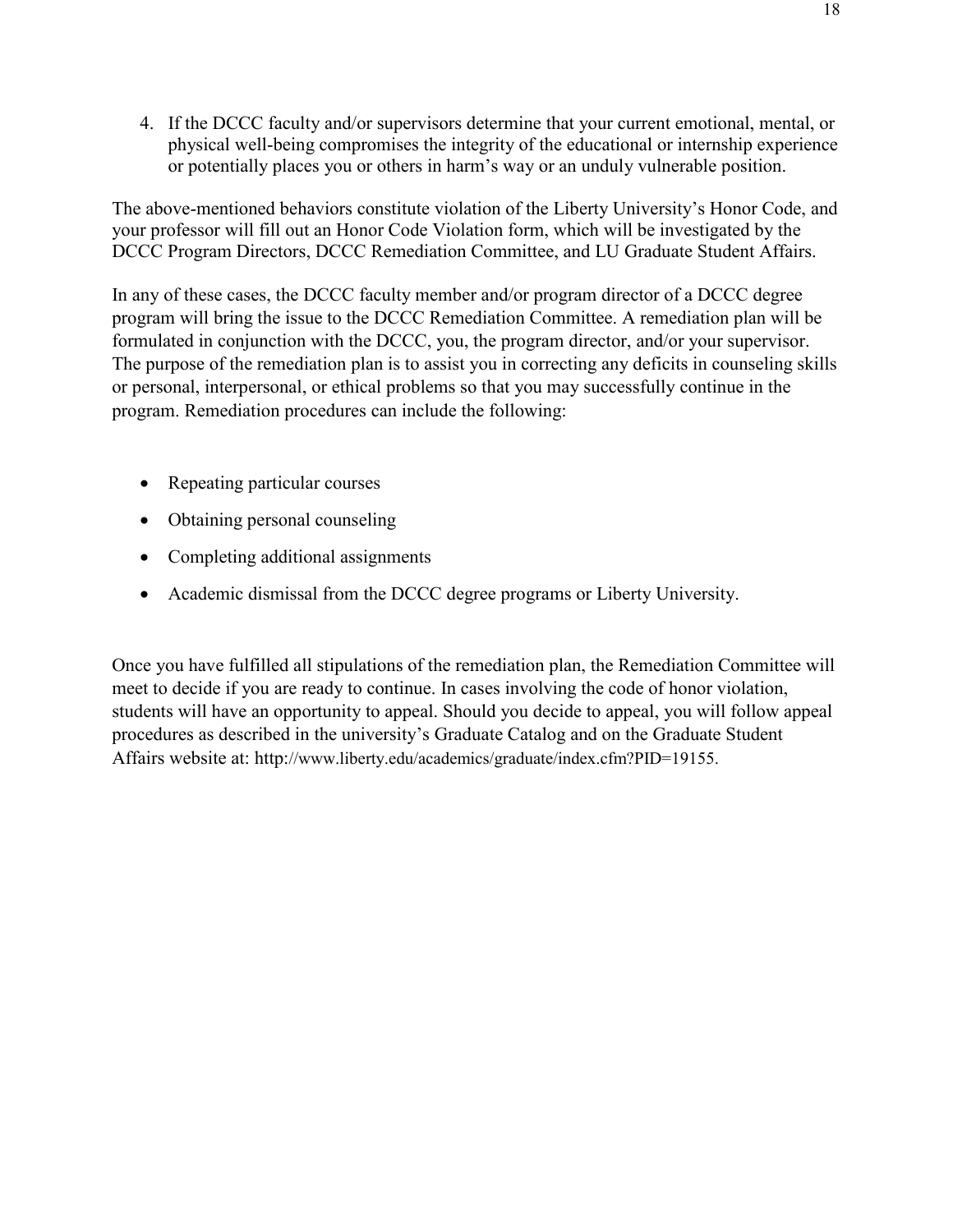4. If the DCCC faculty and/or supervisors determine that your current emotional, mental, or physical well-being compromises the integrity of the educational or internship experience or potentially places you or others in harm's way or an unduly vulnerable position.

The above-mentioned behaviors constitute violation of the Liberty University's Honor Code, and your professor will fill out an Honor Code Violation form, which will be investigated by the DCCC Program Directors, DCCC Remediation Committee, and LU Graduate Student Affairs.

In any of these cases, the DCCC faculty member and/or program director of a DCCC degree program will bring the issue to the DCCC Remediation Committee. A remediation plan will be formulated in conjunction with the DCCC, you, the program director, and/or your supervisor. The purpose of the remediation plan is to assist you in correcting any deficits in counseling skills or personal, interpersonal, or ethical problems so that you may successfully continue in the program. Remediation procedures can include the following:

- Repeating particular courses
- Obtaining personal counseling
- Completing additional assignments
- Academic dismissal from the DCCC degree programs or Liberty University.

Once you have fulfilled all stipulations of the remediation plan, the Remediation Committee will meet to decide if you are ready to continue. In cases involving the code of honor violation, students will have an opportunity to appeal. Should you decide to appeal, you will follow appeal procedures as described in the university's Graduate Catalog and on the Graduate Student Affairs website at: http://www.liberty.edu/academics/graduate/index.cfm?PID=19155.